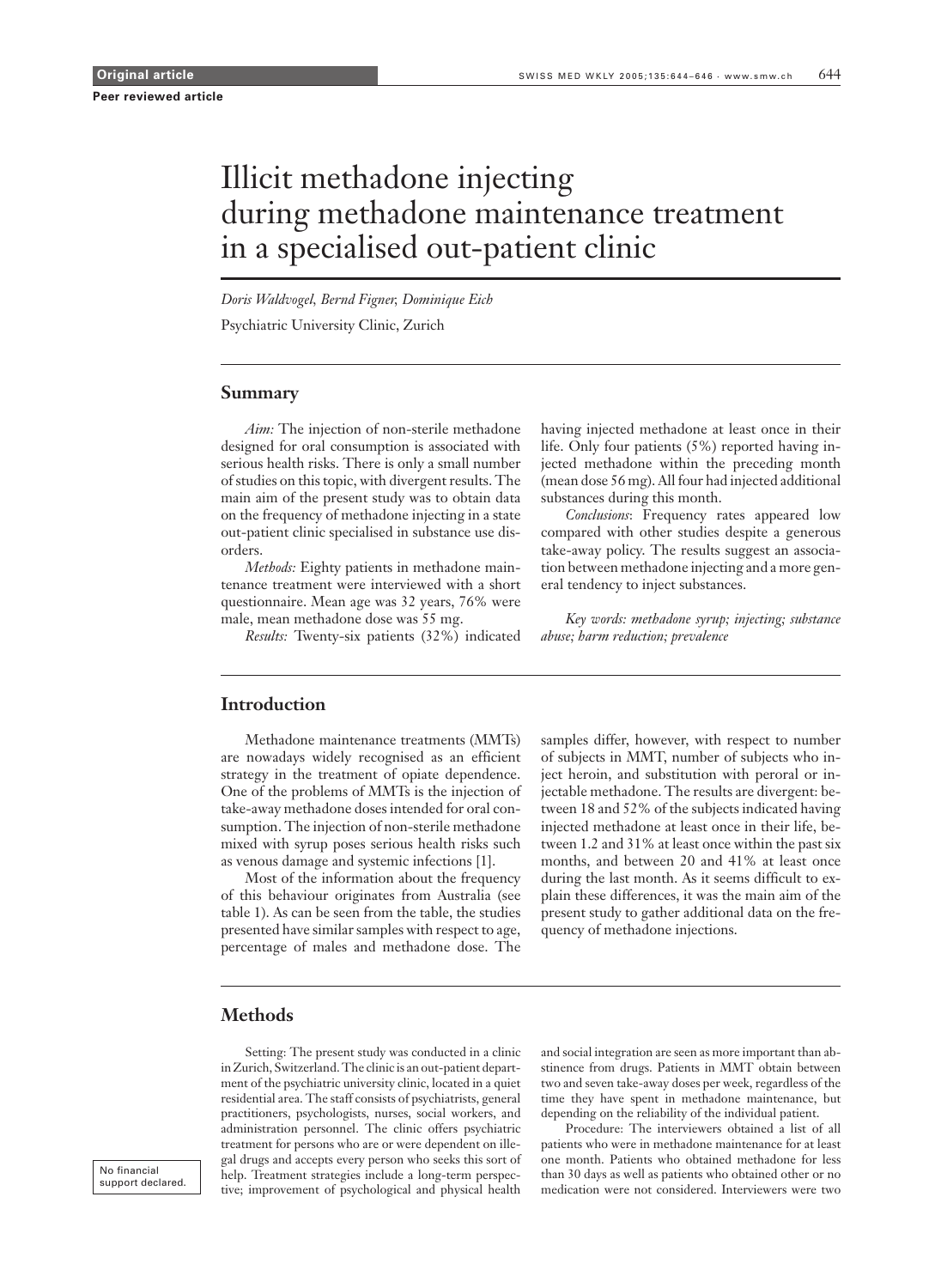**Original article**

**Peer reviewed article**

# Illicit methadone injecting during methadone maintenance treatment in a specialised out-patient clinic

*Doris Waldvogel, Bernd Figner, Dominique Eich*

Psychiatric University Clinic, Zurich

## Summary

*Aim:* The injection of non-sterile methadone designed for oral consumption is associated with serious health risks. There is only a small number of studies on this topic, with divergent results. The main aim of the present study was to obtain data on the frequency of methadone injecting in a state out-patient clinic specialised in substance use disorders.

*Methods:* Eighty patients in methadone maintenance treatment were interviewed with a short questionnaire. Mean age was 32 years, 76% were male, mean methadone dose was 55 mg.

*Results:* Twenty-six patients (32%) indicated having injected methadone at least once in their life. Only four patients (5%) reported having injected methadone within the preceding month (mean dose 56 mg). All four had injected additional substances during this month.

*Conclusions*: Frequency rates appeared low compared with other studies despite a generous take-away policy. The results suggest an association between methadone injecting and a more general tendency to inject substances.

*Key words: methadone syrup; injecting; substance abuse; harm reduction; prevalence*

## Introduction

Methadone maintenance treatments (MMTs) are nowadays widely recognised as an efficient strategy in the treatment of opiate dependence. One of the problems of MMTs is the injection of take-away methadone doses intended for oral consumption. The injection of non-sterile methadone mixed with syrup poses serious health risks such as venous damage and systemic infections [1].

Most of the information about the frequency of this behaviour originates from Australia (see table 1). As can be seen from the table, the studies presented have similar samples with respect to age, percentage of males and methadone dose. The samples differ, however, with respect to number of subjects in MMT, number of subjects who inject heroin, and substitution with peroral or injectable methadone. The results are divergent: between 18 and 52% of the subjects indicated having injected methadone at least once in their life, between 1.2 and 31% at least once within the past six months, and between 20 and 41% at least once during the last month. As it seems difficult to explain these differences, it was the main aim of the present study to gather additional data on the frequency of methadone injections.

## Methods

Setting: The present study was conducted in a clinic in Zurich, Switzerland. The clinic is an out-patient department of the psychiatric university clinic, located in a quiet residential area. The staff consists of psychiatrists, general practitioners, psychologists, nurses, social workers, and administration personnel. The clinic offers psychiatric treatment for persons who are or were dependent on illegal drugs and accepts every person who seeks this sort of help. Treatment strategies include a long-term perspective; improvement of psychological and physical health and social integration are seen as more important than abstinence from drugs. Patients in MMT obtain between two and seven take-away doses per week, regardless of the time they have spent in methadone maintenance, but depending on the reliability of the individual patient.

Procedure: The interviewers obtained a list of all patients who were in methadone maintenance for at least one month. Patients who obtained methadone for less than 30 days as well as patients who obtained other or no medication were not considered. Interviewers were two

No financial support declared.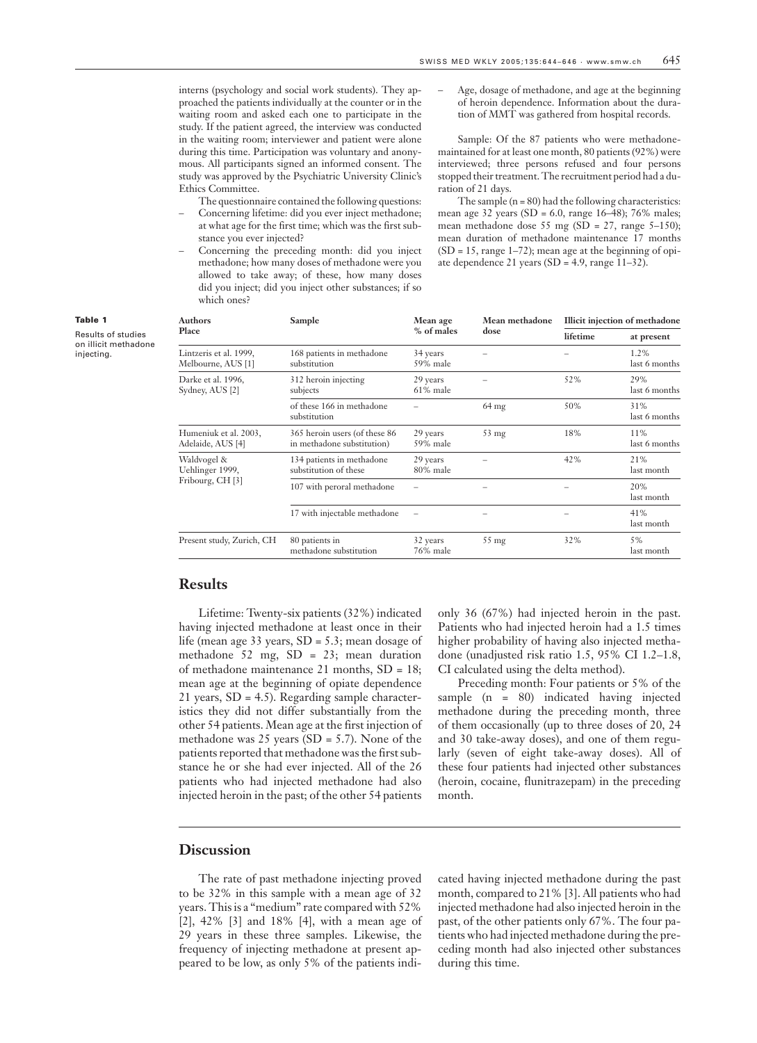interns (psychology and social work students). They approached the patients individually at the counter or in the waiting room and asked each one to participate in the study. If the patient agreed, the interview was conducted in the waiting room; interviewer and patient were alone during this time. Participation was voluntary and anonymous. All participants signed an informed consent. The study was approved by the Psychiatric University Clinic's Ethics Committee.

The questionnaire contained the following questions:

- Concerning lifetime: did you ever inject methadone; at what age for the first time; which was the first substance you ever injected?
- Concerning the preceding month: did you inject methadone; how many doses of methadone were you allowed to take away; of these, how many doses did you inject; did you inject other substances; if so which ones?
- Age, dosage of methadone, and age at the beginning of heroin dependence. Information about the duration of MMT was gathered from hospital records.

Sample: Of the 87 patients who were methadone-maintained for at least one month, 80 patients (92%) were interviewed; three persons refused and four persons stopped their treatment. The recruitment period had a duration of 21 days.

The sample (n = 80) had the following characteristics: mean age 32 years (SD = 6.0, range 16–48); 76% males; mean methadone dose 55 mg (SD = 27, range 5–150); mean duration of methadone maintenance 17 months (SD = 15, range 1–72); mean age at the beginning of opiate dependence 21 years (SD = 4.9, range 11–32).

**Table 1**
Results of studies on illicit methadone injecting.

| Authors Place | Sample | Mean age % of males | Mean methadone dose | Illicit injection of methadone | |
|---|---|---|---|---|---|
| | | | | lifetime | at present |
| Lintzeris et al. 1999, Melbourne, AUS [1] | 168 patients in methadone substitution | 34 years 59% male | – | – | 1.2% last 6 months |
| Darke et al. 1996, Sydney, AUS [2] | 312 heroin injecting subjects | 29 years 61% male | – | 52% | 29% last 6 months |
| | of these 166 in methadone substitution | – | 64 mg | 50% | 31% last 6 months |
| Humeniuk et al. 2003, Adelaide, AUS [4] | 365 heroin users (of these 86 in methadone substitution) | 29 years 59% male | 53 mg | 18% | 11% last 6 months |
| Waldvogel & Uehlinger 1999, Fribourg, CH [3] | 134 patients in methadone substitution of these | 29 years 80% male | – | 42% | 21% last month |
| | 107 with peroral methadone | – | – | – | 20% last month |
| | 17 with injectable methadone | – | – | – | 41% last month |
| Present study, Zurich, CH | 80 patients in methadone substitution | 32 years 76% male | 55 mg | 32% | 5% last month |

## Results

Lifetime: Twenty-six patients (32%) indicated having injected methadone at least once in their life (mean age 33 years, SD = 5.3; mean dosage of methadone 52 mg, SD = 23; mean duration of methadone maintenance 21 months, SD = 18; mean age at the beginning of opiate dependence 21 years, SD = 4.5). Regarding sample characteristics they did not differ substantially from the other 54 patients. Mean age at the first injection of methadone was 25 years (SD = 5.7). None of the patients reported that methadone was the first substance he or she had ever injected. All of the 26 patients who had injected methadone had also injected heroin in the past; of the other 54 patients only 36 (67%) had injected heroin in the past. Patients who had injected heroin had a 1.5 times higher probability of having also injected methadone (unadjusted risk ratio 1.5, 95% CI 1.2–1.8, CI calculated using the delta method).

Preceding month: Four patients or 5% of the sample (n = 80) indicated having injected methadone during the preceding month, three of them occasionally (up to three doses of 20, 24 and 30 take-away doses), and one of them regularly (seven of eight take-away doses). All of these four patients had injected other substances (heroin, cocaine, flunitrazepam) in the preceding month.

## Discussion

The rate of past methadone injecting proved to be 32% in this sample with a mean age of 32 years. This is a "medium" rate compared with 52% [2], 42% [3] and 18% [4], with a mean age of 29 years in these three samples. Likewise, the frequency of injecting methadone at present appeared to be low, as only 5% of the patients indicated having injected methadone during the past month, compared to 21% [3]. All patients who had injected methadone had also injected heroin in the past, of the other patients only 67%. The four patients who had injected methadone during the preceding month had also injected other substances during this time.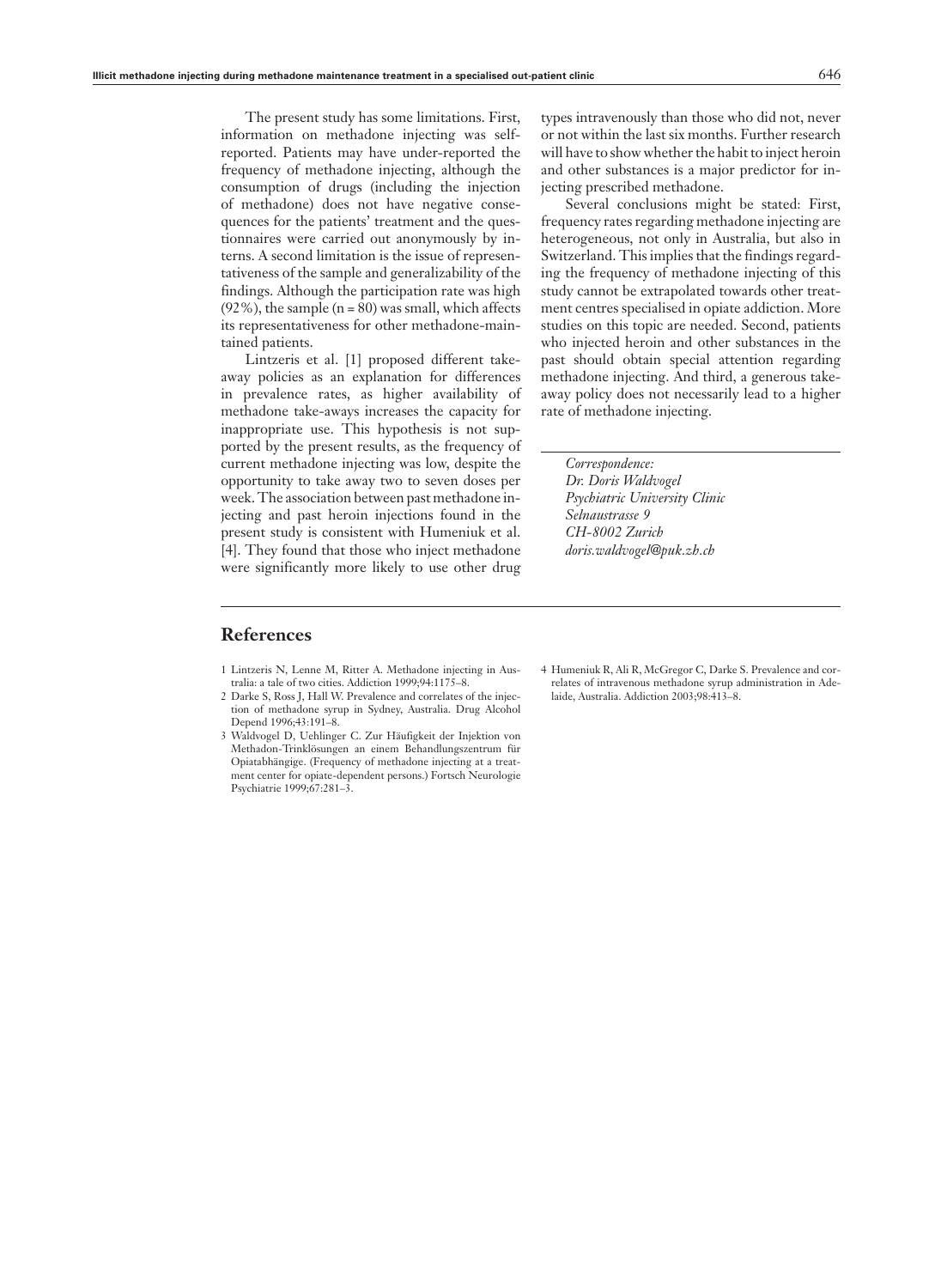The present study has some limitations. First, information on methadone injecting was self-reported. Patients may have under-reported the frequency of methadone injecting, although the consumption of drugs (including the injection of methadone) does not have negative consequences for the patients' treatment and the questionnaires were carried out anonymously by interns. A second limitation is the issue of representativeness of the sample and generalizability of the findings. Although the participation rate was high (92%), the sample (n = 80) was small, which affects its representativeness for other methadone-maintained patients.

Lintzeris et al. [1] proposed different take-away policies as an explanation for differences in prevalence rates, as higher availability of methadone take-aways increases the capacity for inappropriate use. This hypothesis is not supported by the present results, as the frequency of current methadone injecting was low, despite the opportunity to take away two to seven doses per week. The association between past methadone injecting and past heroin injections found in the present study is consistent with Humeniuk et al. [4]. They found that those who inject methadone were significantly more likely to use other drug types intravenously than those who did not, never or not within the last six months. Further research will have to show whether the habit to inject heroin and other substances is a major predictor for injecting prescribed methadone.

Several conclusions might be stated: First, frequency rates regarding methadone injecting are heterogeneous, not only in Australia, but also in Switzerland. This implies that the findings regarding the frequency of methadone injecting of this study cannot be extrapolated towards other treatment centres specialised in opiate addiction. More studies on this topic are needed. Second, patients who injected heroin and other substances in the past should obtain special attention regarding methadone injecting. And third, a generous take-away policy does not necessarily lead to a higher rate of methadone injecting.

*Correspondence:*
*Dr. Doris Waldvogel*
*Psychiatric University Clinic*
*Selnaustrasse 9*
*CH-8002 Zurich*
*doris.waldvogel@puk.zh.ch*

## References

1 Lintzeris N, Lenne M, Ritter A. Methadone injecting in Australia: a tale of two cities. Addiction 1999;94:1175–8.

2 Darke S, Ross J, Hall W. Prevalence and correlates of the injection of methadone syrup in Sydney, Australia. Drug Alcohol Depend 1996;43:191–8.

3 Waldvogel D, Uehlinger C. Zur Häufigkeit der Injektion von Methadon-Trinklösungen an einem Behandlungszentrum für Opiatabhängige. (Frequency of methadone injecting at a treatment center for opiate-dependent persons.) Fortsch Neurologie Psychiatrie 1999;67:281–3.

4 Humeniuk R, Ali R, McGregor C, Darke S. Prevalence and correlates of intravenous methadone syrup administration in Adelaide, Australia. Addiction 2003;98:413–8.